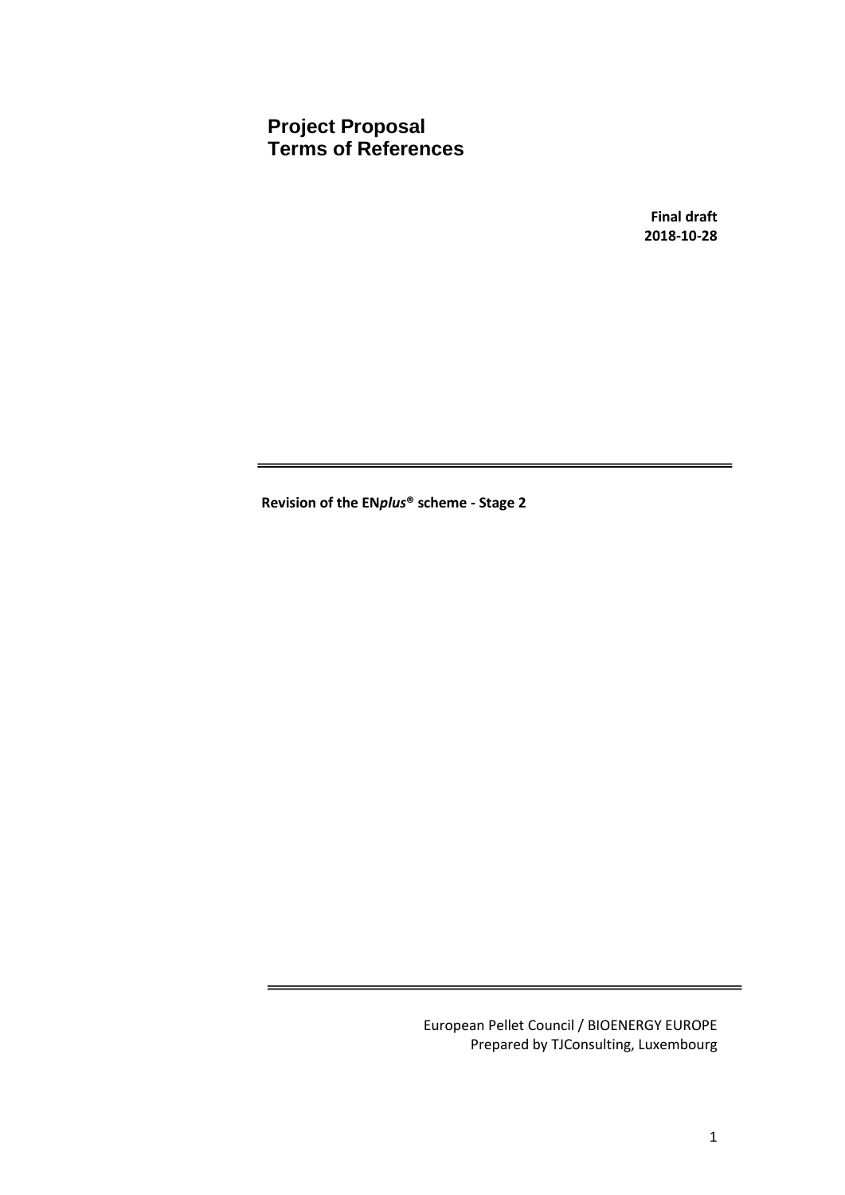# Project Proposal
# Terms of References

**Final draft**
**2018-10-28**

---

**Revision of the EN*plus*® scheme - Stage 2**

---

European Pellet Council / BIOENERGY EUROPE
Prepared by TJConsulting, Luxembourg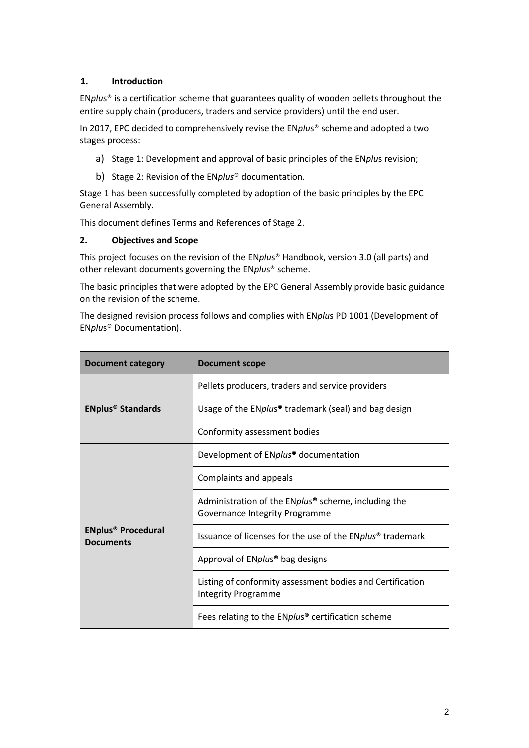## 1. Introduction

EN*plus*® is a certification scheme that guarantees quality of wooden pellets throughout the entire supply chain (producers, traders and service providers) until the end user.

In 2017, EPC decided to comprehensively revise the EN*plus*® scheme and adopted a two stages process:

a) Stage 1: Development and approval of basic principles of the EN*plus* revision;

b) Stage 2: Revision of the EN*plus*® documentation.

Stage 1 has been successfully completed by adoption of the basic principles by the EPC General Assembly.

This document defines Terms and References of Stage 2.

## 2. Objectives and Scope

This project focuses on the revision of the EN*plus*® Handbook, version 3.0 (all parts) and other relevant documents governing the EN*plus*® scheme.

The basic principles that were adopted by the EPC General Assembly provide basic guidance on the revision of the scheme.

The designed revision process follows and complies with EN*plus* PD 1001 (Development of EN*plus*® Documentation).

| Document category | Document scope |
|---|---|
| **ENplus® Standards** | Pellets producers, traders and service providers |
| | Usage of the EN*plus*® trademark (seal) and bag design |
| | Conformity assessment bodies |
| **ENplus® Procedural Documents** | Development of EN*plus*® documentation |
| | Complaints and appeals |
| | Administration of the EN*plus*® scheme, including the Governance Integrity Programme |
| | Issuance of licenses for the use of the EN*plus*® trademark |
| | Approval of EN*plus*® bag designs |
| | Listing of conformity assessment bodies and Certification Integrity Programme |
| | Fees relating to the EN*plus*® certification scheme |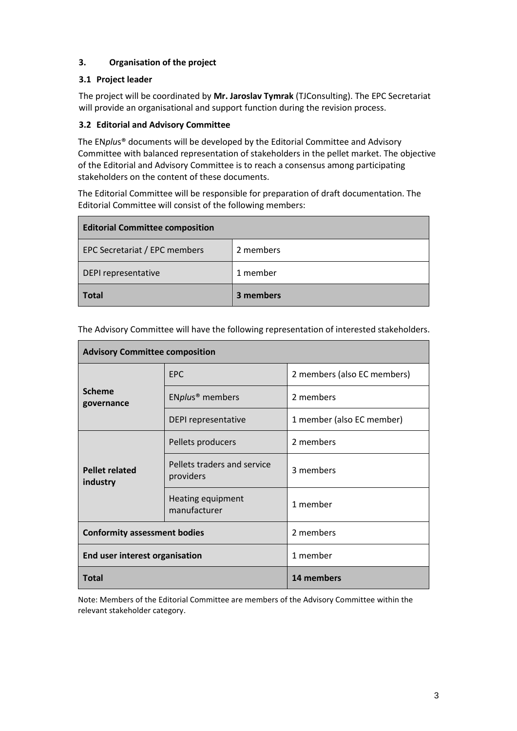### 3. Organisation of the project

#### 3.1 Project leader

The project will be coordinated by **Mr. Jaroslav Tymrak** (TJConsulting). The EPC Secretariat will provide an organisational and support function during the revision process.

#### 3.2 Editorial and Advisory Committee

The EN*plus*® documents will be developed by the Editorial Committee and Advisory Committee with balanced representation of stakeholders in the pellet market. The objective of the Editorial and Advisory Committee is to reach a consensus among participating stakeholders on the content of these documents.

The Editorial Committee will be responsible for preparation of draft documentation. The Editorial Committee will consist of the following members:

| **Editorial Committee composition** | |
|---|---|
| EPC Secretariat / EPC members | 2 members |
| DEPI representative | 1 member |
| **Total** | **3 members** |

The Advisory Committee will have the following representation of interested stakeholders.

| **Advisory Committee composition** | | |
|---|---|---|
| **Scheme governance** | EPC | 2 members (also EC members) |
| | EN*plus*® members | 2 members |
| | DEPI representative | 1 member (also EC member) |
| **Pellet related industry** | Pellets producers | 2 members |
| | Pellets traders and service providers | 3 members |
| | Heating equipment manufacturer | 1 member |
| **Conformity assessment bodies** | | 2 members |
| **End user interest organisation** | | 1 member |
| **Total** | | **14 members** |

Note: Members of the Editorial Committee are members of the Advisory Committee within the relevant stakeholder category.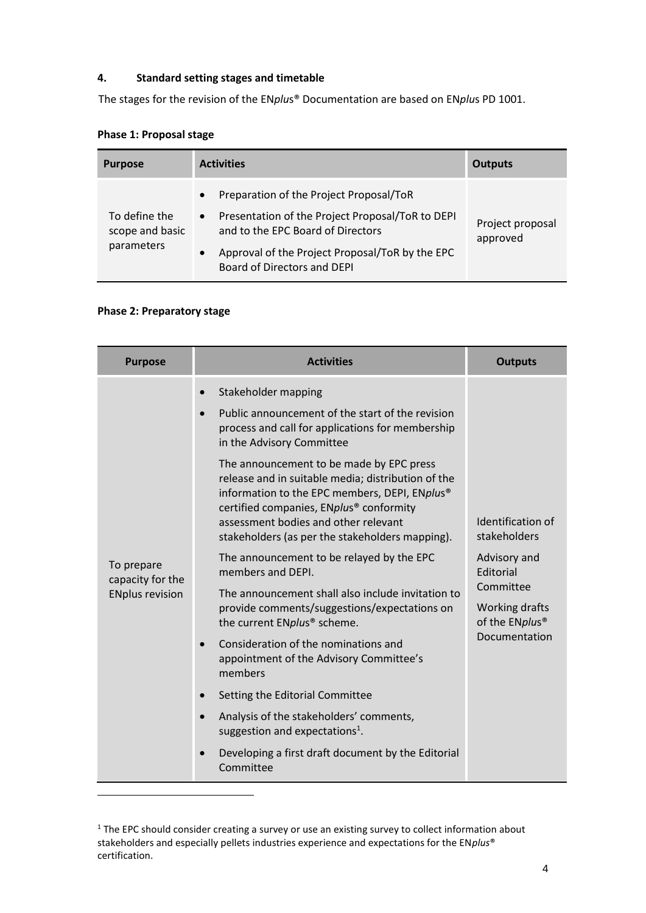## 4. Standard setting stages and timetable

The stages for the revision of the EN*plus*® Documentation are based on EN*plus* PD 1001.

**Phase 1: Proposal stage**

| Purpose | Activities | Outputs |
|---|---|---|
| To define the scope and basic parameters | • Preparation of the Project Proposal/ToR<br>• Presentation of the Project Proposal/ToR to DEPI and to the EPC Board of Directors<br>• Approval of the Project Proposal/ToR by the EPC Board of Directors and DEPI | Project proposal approved |

**Phase 2: Preparatory stage**

| Purpose | Activities | Outputs |
|---|---|---|
| To prepare capacity for the ENplus revision | • Stakeholder mapping<br>• Public announcement of the start of the revision process and call for applications for membership in the Advisory Committee<br>The announcement to be made by EPC press release and in suitable media; distribution of the information to the EPC members, DEPI, EN*plus*® certified companies, EN*plus*® conformity assessment bodies and other relevant stakeholders (as per the stakeholders mapping).<br>The announcement to be relayed by the EPC members and DEPI.<br>The announcement shall also include invitation to provide comments/suggestions/expectations on the current EN*plus*® scheme.<br>• Consideration of the nominations and appointment of the Advisory Committee's members<br>• Setting the Editorial Committee<br>• Analysis of the stakeholders' comments, suggestion and expectations[1].<br>• Developing a first draft document by the Editorial Committee | Identification of stakeholders<br>Advisory and Editorial Committee<br>Working drafts of the EN*plus*® Documentation |

[1] The EPC should consider creating a survey or use an existing survey to collect information about stakeholders and especially pellets industries experience and expectations for the EN*plus*® certification.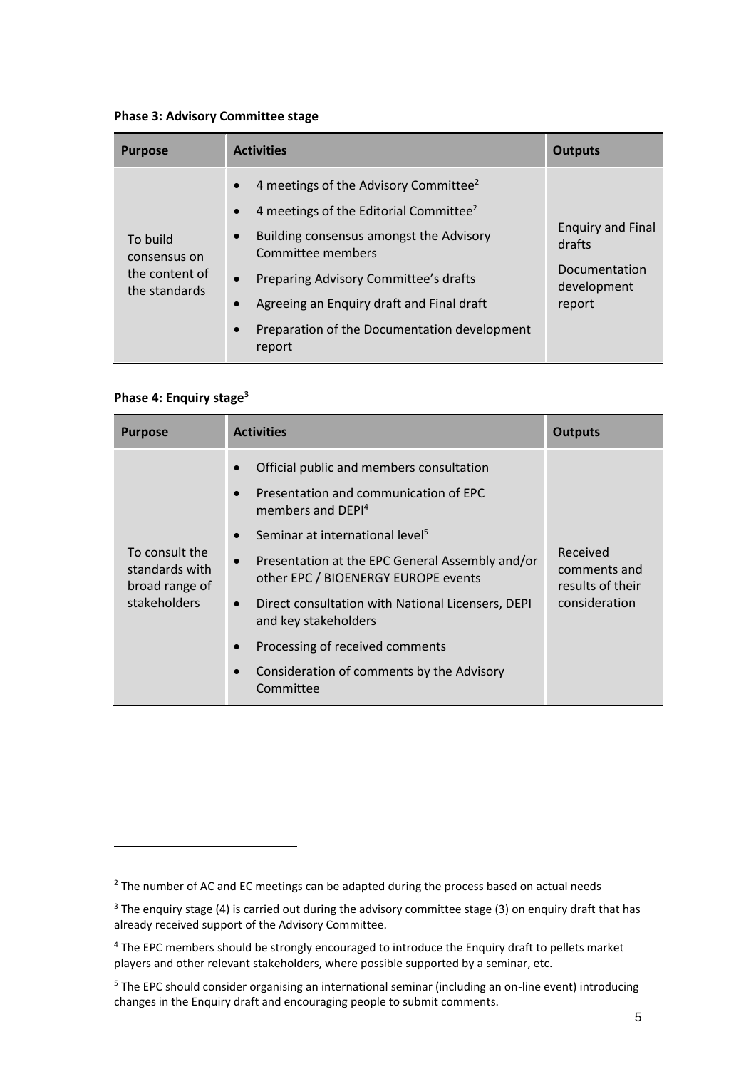**Phase 3: Advisory Committee stage**

| Purpose | Activities | Outputs |
|---|---|---|
| To build consensus on the content of the standards | • 4 meetings of the Advisory Committee[2]<br>• 4 meetings of the Editorial Committee[2]<br>• Building consensus amongst the Advisory Committee members<br>• Preparing Advisory Committee's drafts<br>• Agreeing an Enquiry draft and Final draft<br>• Preparation of the Documentation development report | Enquiry and Final drafts<br><br>Documentation development report |

**Phase 4: Enquiry stage[3]**

| Purpose | Activities | Outputs |
|---|---|---|
| To consult the standards with broad range of stakeholders | • Official public and members consultation<br>• Presentation and communication of EPC members and DEPI[4]<br>• Seminar at international level[5]<br>• Presentation at the EPC General Assembly and/or other EPC / BIOENERGY EUROPE events<br>• Direct consultation with National Licensers, DEPI and key stakeholders<br>• Processing of received comments<br>• Consideration of comments by the Advisory Committee | Received comments and results of their consideration |

[2] The number of AC and EC meetings can be adapted during the process based on actual needs

[3] The enquiry stage (4) is carried out during the advisory committee stage (3) on enquiry draft that has already received support of the Advisory Committee.

[4] The EPC members should be strongly encouraged to introduce the Enquiry draft to pellets market players and other relevant stakeholders, where possible supported by a seminar, etc.

[5] The EPC should consider organising an international seminar (including an on-line event) introducing changes in the Enquiry draft and encouraging people to submit comments.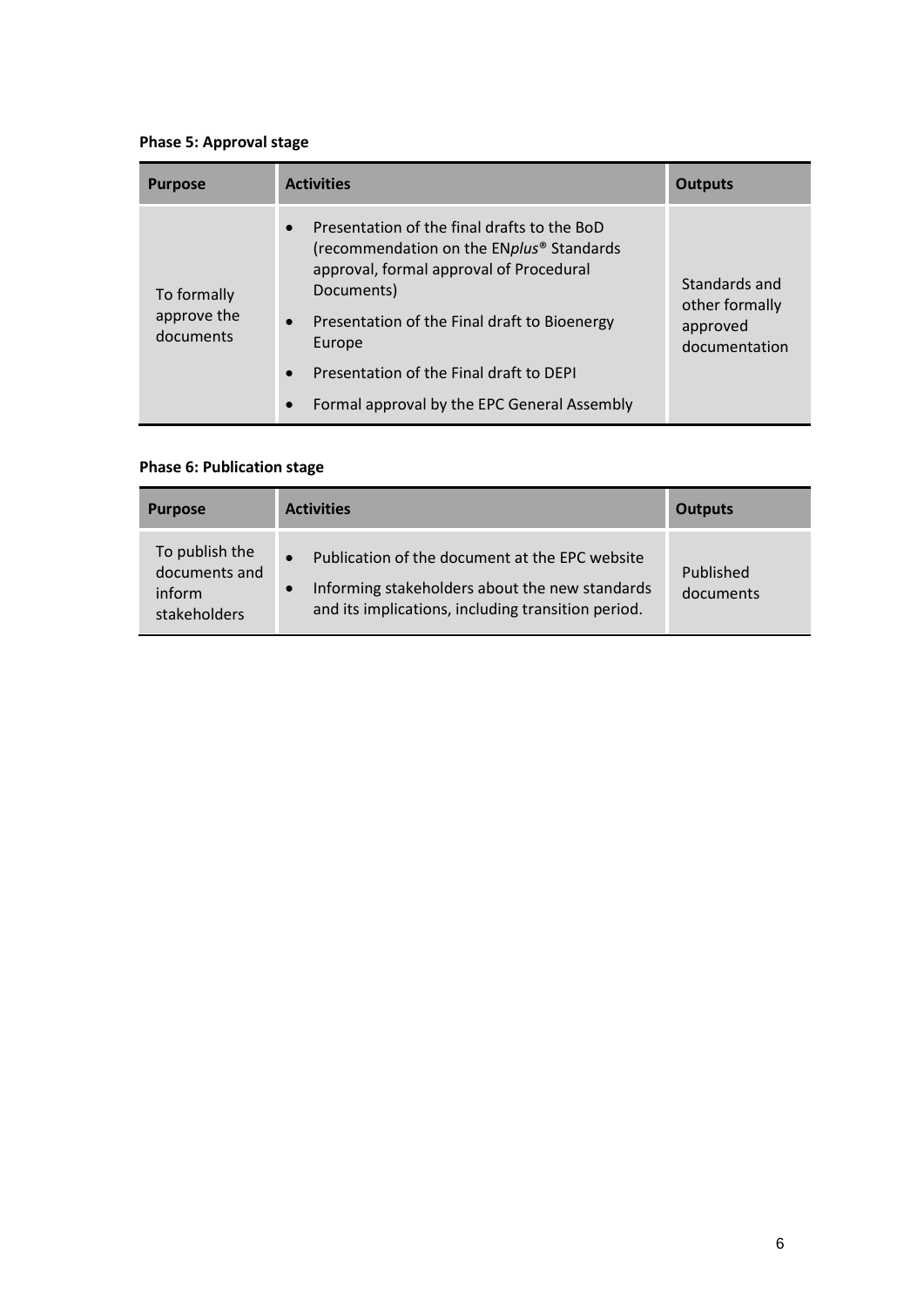**Phase 5: Approval stage**

| Purpose | Activities | Outputs |
|---|---|---|
| To formally approve the documents | • Presentation of the final drafts to the BoD (recommendation on the EN*plus*® Standards approval, formal approval of Procedural Documents)<br>• Presentation of the Final draft to Bioenergy Europe<br>• Presentation of the Final draft to DEPI<br>• Formal approval by the EPC General Assembly | Standards and other formally approved documentation |

**Phase 6: Publication stage**

| Purpose | Activities | Outputs |
|---|---|---|
| To publish the documents and inform stakeholders | • Publication of the document at the EPC website<br>• Informing stakeholders about the new standards and its implications, including transition period. | Published documents |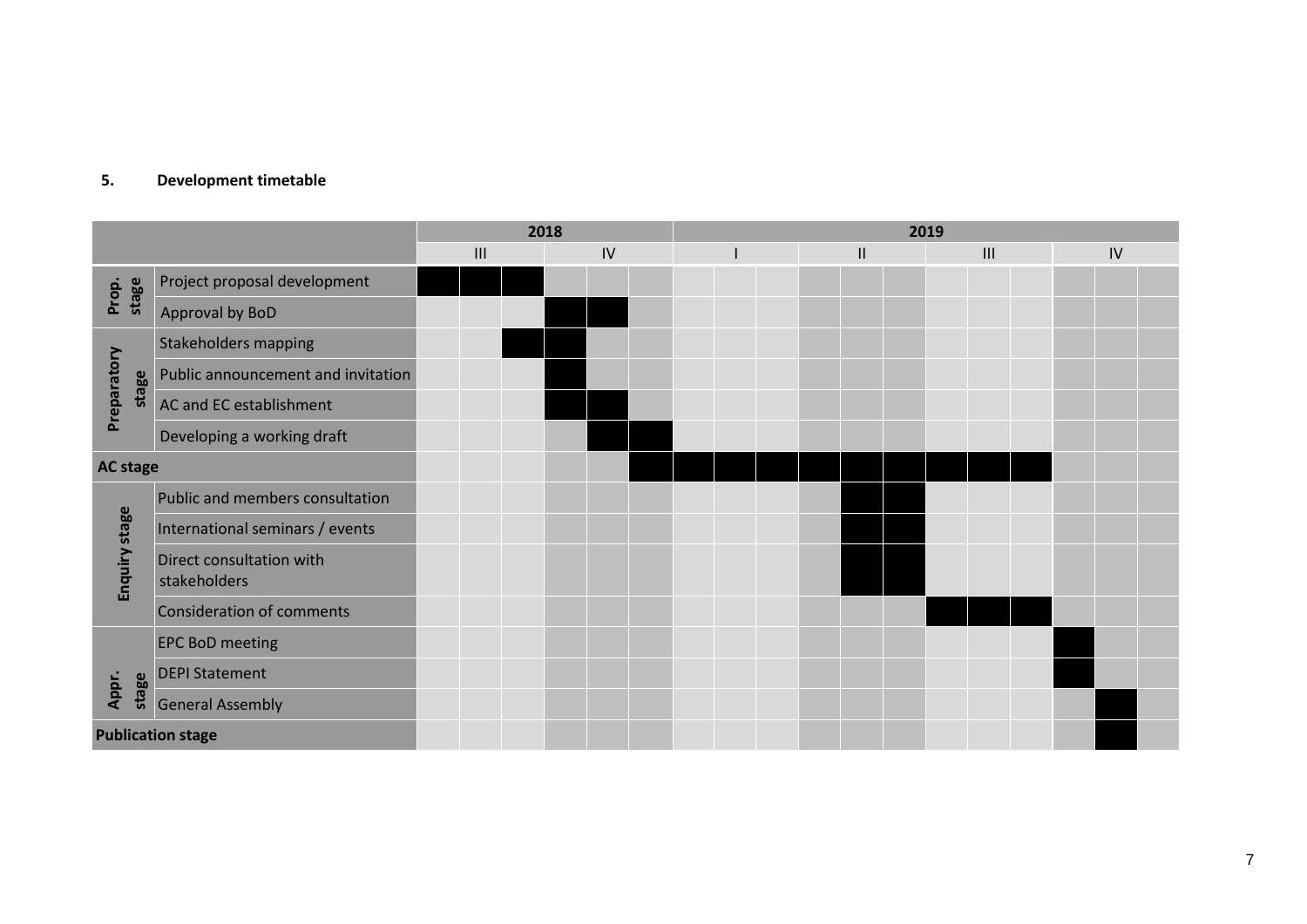**5. Development timetable**

| Stage | Activity | 2018 | | | | | | 2019 | | | | | | | | | | | |
|---|---|---|---|---|---|---|---|---|---|---|---|---|---|---|---|---|---|---|---|
| | | III | | | IV | | | I | | | II | | | III | | | IV | | |
| Prop. stage | Project proposal development | X | X | X | | | | | | | | | | | | | | | |
| | Approval by BoD | | | | X | X | | | | | | | | | | | | | |
| Preparatory stage | Stakeholders mapping | | | X | X | | | | | | | | | | | | | | |
| | Public announcement and invitation | | | | X | | | | | | | | | | | | | | |
| | AC and EC establishment | | | | X | X | | | | | | | | | | | | | |
| | Developing a working draft | | | | | X | X | | | | | | | | | | | | |
| AC stage | | | | | | | X | X | X | X | X | X | X | X | X | X | | | |
| Enquiry stage | Public and members consultation | | | | | | | | | | | X | X | | | | | | |
| | International seminars / events | | | | | | | | | | | X | X | | | | | | |
| | Direct consultation with stakeholders | | | | | | | | | | | X | X | | | | | | |
| | Consideration of comments | | | | | | | | | | | | | X | X | X | | | |
| Appr. stage | EPC BoD meeting | | | | | | | | | | | | | | | | X | | |
| | DEPI Statement | | | | | | | | | | | | | | | | X | | |
| | General Assembly | | | | | | | | | | | | | | | | | X | |
| Publication stage | | | | | | | | | | | | | | | | | | X | |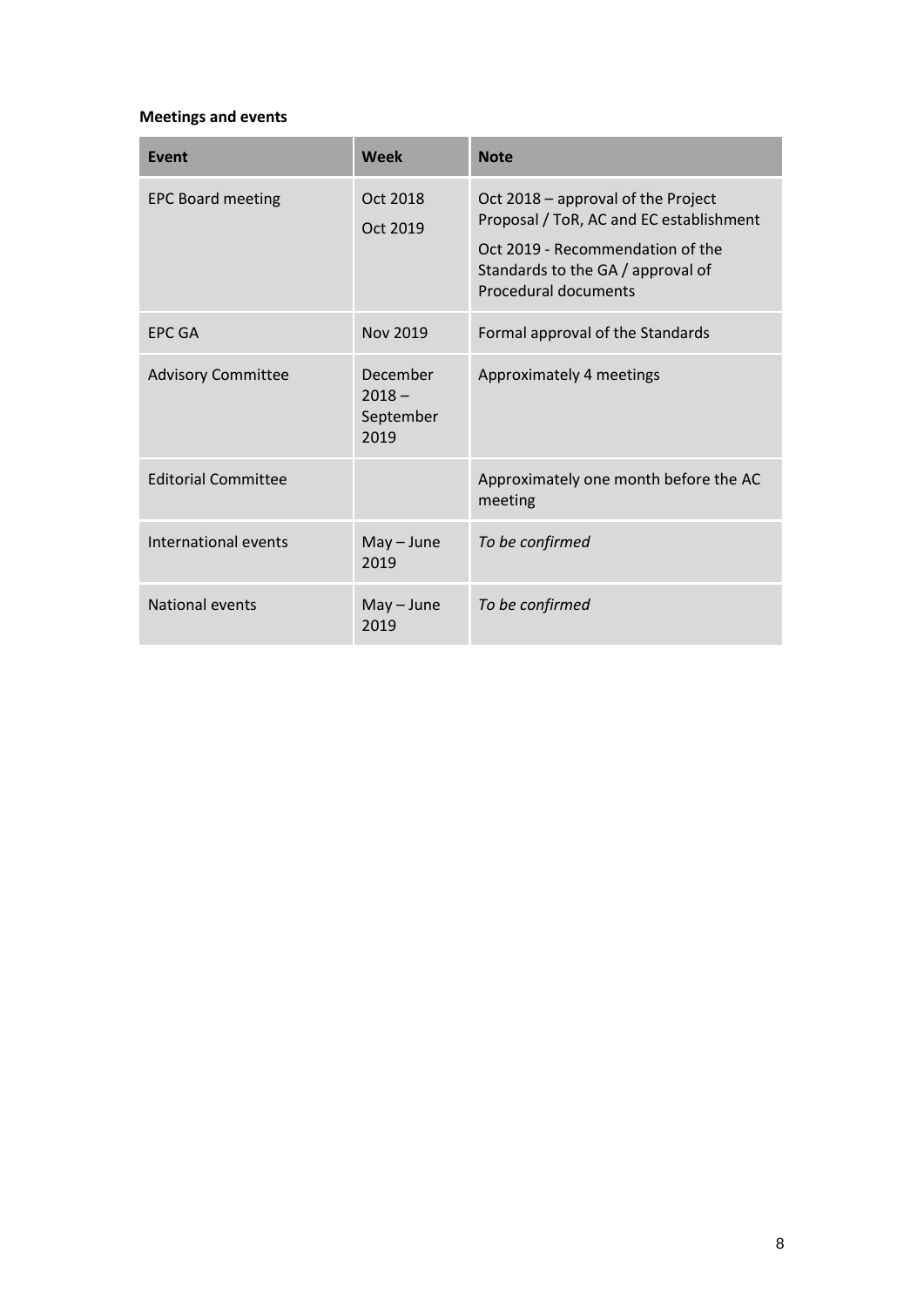**Meetings and events**

| Event | Week | Note |
| --- | --- | --- |
| EPC Board meeting | Oct 2018<br>Oct 2019 | Oct 2018 – approval of the Project Proposal / ToR, AC and EC establishment<br>Oct 2019 - Recommendation of the Standards to the GA / approval of Procedural documents |
| EPC GA | Nov 2019 | Formal approval of the Standards |
| Advisory Committee | December 2018 – September 2019 | Approximately 4 meetings |
| Editorial Committee | | Approximately one month before the AC meeting |
| International events | May – June 2019 | *To be confirmed* |
| National events | May – June 2019 | *To be confirmed* |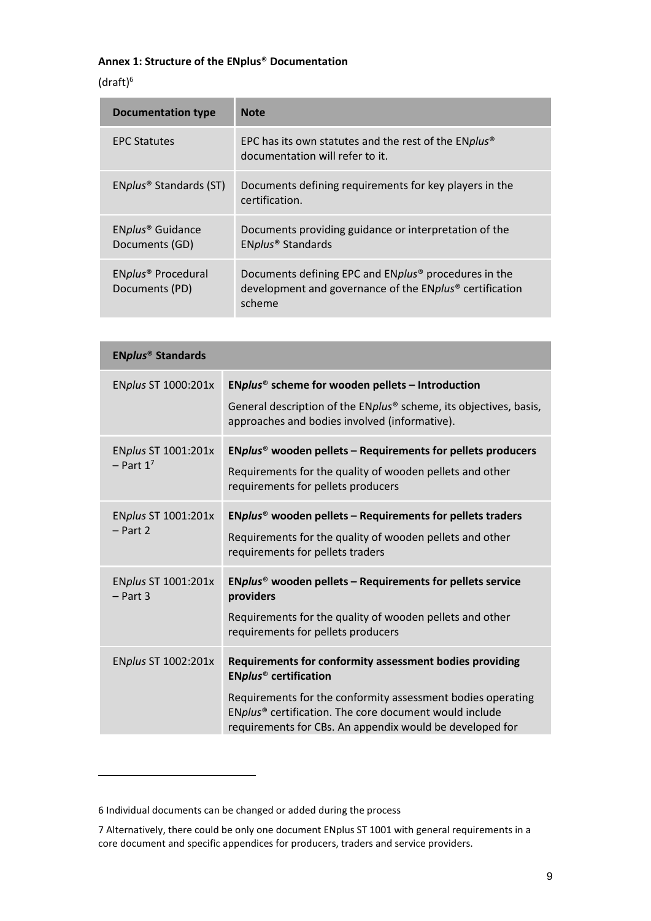**Annex 1: Structure of the ENplus® Documentation**

(draft)[6]

| Documentation type | Note |
|---|---|
| EPC Statutes | EPC has its own statutes and the rest of the EN*plus*® documentation will refer to it. |
| EN*plus*® Standards (ST) | Documents defining requirements for key players in the certification. |
| EN*plus*® Guidance Documents (GD) | Documents providing guidance or interpretation of the EN*plus*® Standards |
| EN*plus*® Procedural Documents (PD) | Documents defining EPC and EN*plus*® procedures in the development and governance of the EN*plus*® certification scheme |

| **EN*plus*® Standards** | |
|---|---|
| EN*plus* ST 1000:201x | **EN*plus*® scheme for wooden pellets – Introduction**<br>General description of the EN*plus*® scheme, its objectives, basis, approaches and bodies involved (informative). |
| EN*plus* ST 1001:201x – Part 1[7] | **EN*plus*® wooden pellets – Requirements for pellets producers**<br>Requirements for the quality of wooden pellets and other requirements for pellets producers |
| EN*plus* ST 1001:201x – Part 2 | **EN*plus*® wooden pellets – Requirements for pellets traders**<br>Requirements for the quality of wooden pellets and other requirements for pellets traders |
| EN*plus* ST 1001:201x – Part 3 | **EN*plus*® wooden pellets – Requirements for pellets service providers**<br>Requirements for the quality of wooden pellets and other requirements for pellets producers |
| EN*plus* ST 1002:201x | **Requirements for conformity assessment bodies providing EN*plus*® certification**<br>Requirements for the conformity assessment bodies operating EN*plus*® certification. The core document would include requirements for CBs. An appendix would be developed for |

6 Individual documents can be changed or added during the process

7 Alternatively, there could be only one document ENplus ST 1001 with general requirements in a core document and specific appendices for producers, traders and service providers.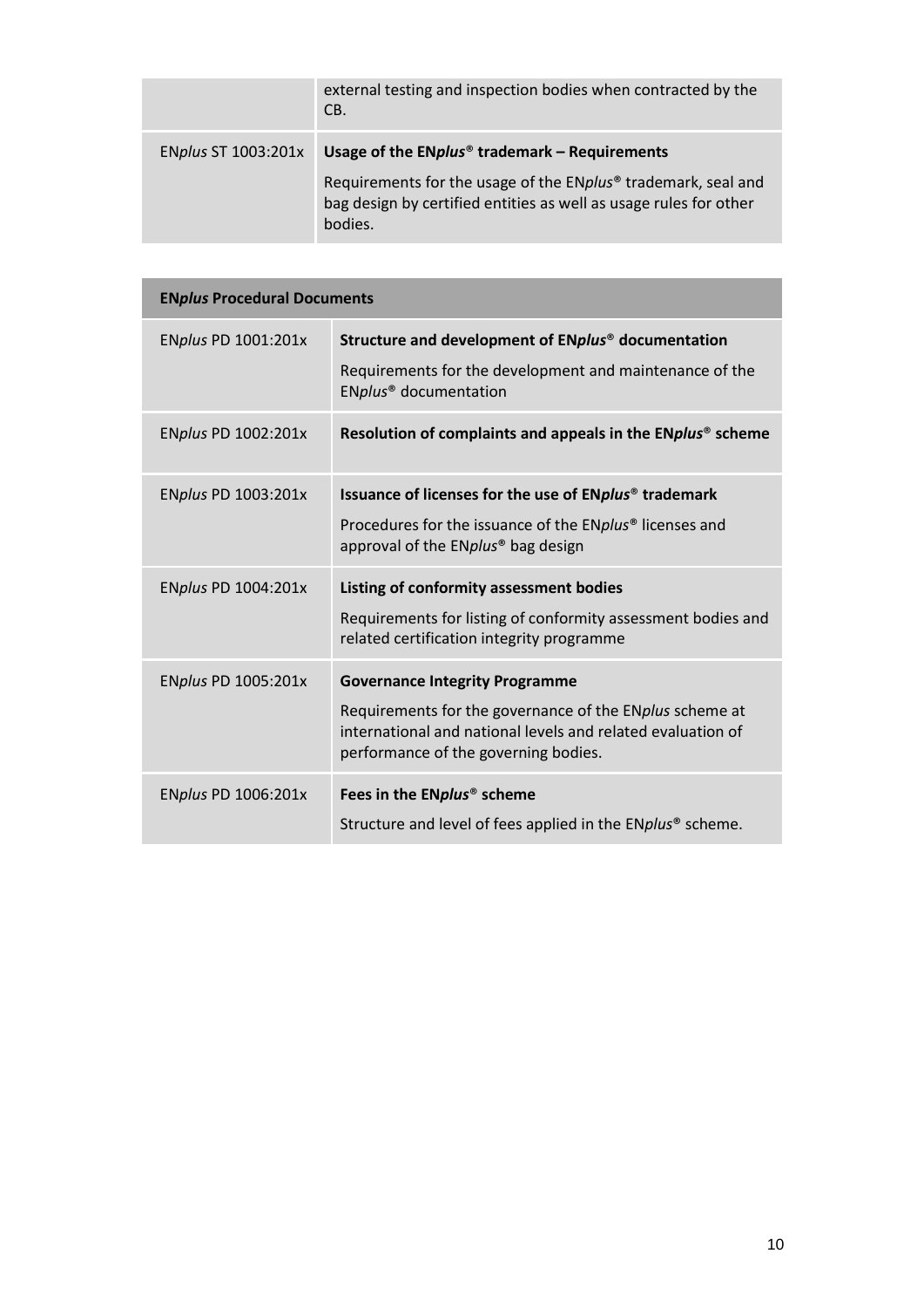| | |
|---|---|
| | external testing and inspection bodies when contracted by the CB. |
| EN*plus* ST 1003:201x | **Usage of the EN*plus*® trademark – Requirements**<br><br>Requirements for the usage of the EN*plus*® trademark, seal and bag design by certified entities as well as usage rules for other bodies. |

| **EN*plus* Procedural Documents** | |
|---|---|
| EN*plus* PD 1001:201x | **Structure and development of EN*plus*® documentation**<br><br>Requirements for the development and maintenance of the EN*plus*® documentation |
| EN*plus* PD 1002:201x | **Resolution of complaints and appeals in the EN*plus*® scheme** |
| EN*plus* PD 1003:201x | **Issuance of licenses for the use of EN*plus*® trademark**<br><br>Procedures for the issuance of the EN*plus*® licenses and approval of the EN*plus*® bag design |
| EN*plus* PD 1004:201x | **Listing of conformity assessment bodies**<br><br>Requirements for listing of conformity assessment bodies and related certification integrity programme |
| EN*plus* PD 1005:201x | **Governance Integrity Programme**<br><br>Requirements for the governance of the EN*plus* scheme at international and national levels and related evaluation of performance of the governing bodies. |
| EN*plus* PD 1006:201x | **Fees in the EN*plus*® scheme**<br><br>Structure and level of fees applied in the EN*plus*® scheme. |